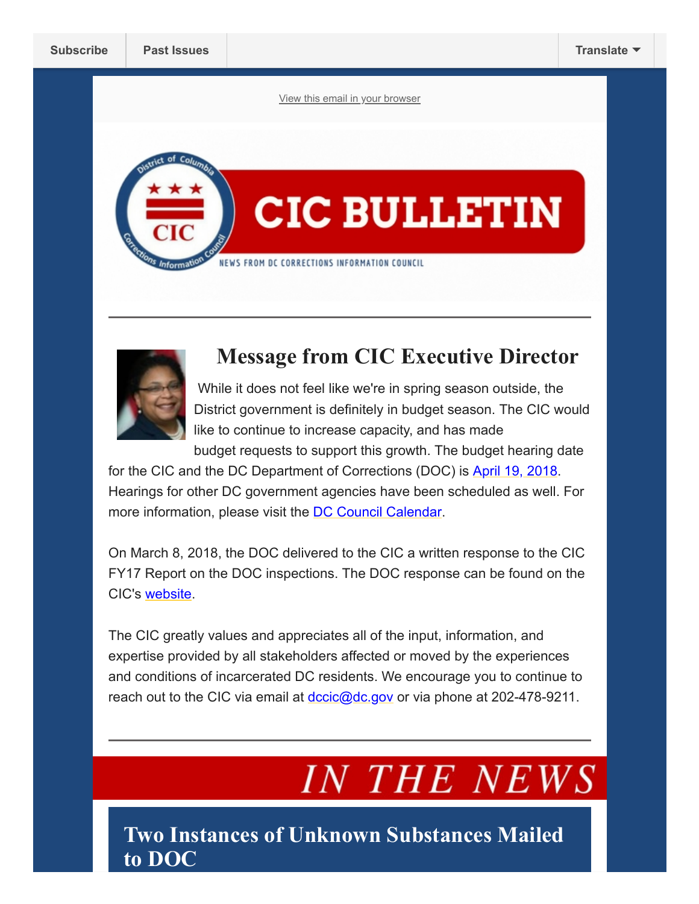Subscribe | Past Issues | Translate

View this email in your browser

# CIC BULLETIN

NEWS FROM DC CORRECTIONS INFORMATION COUNCIL

## Message from CIC Executive Director

While it does not feel like we're in spring season outside, the District government is definitely in budget season. The CIC would like to continue to increase capacity, and has made budget requests to support this growth. The budget hearing date for the CIC and the DC Department of Corrections (DOC) is April 19, 2018. Hearings for other DC government agencies have been scheduled as well. For more information, please visit the DC Council Calendar.

On March 8, 2018, the DOC delivered to the CIC a written response to the CIC FY17 Report on the DOC inspections. The DOC response can be found on the CIC's website.

The CIC greatly values and appreciates all of the input, information, and expertise provided by all stakeholders affected or moved by the experiences and conditions of incarcerated DC residents. We encourage you to continue to reach out to the CIC via email at dccic@dc.gov or via phone at 202-478-9211.

## *IN THE NEWS*

### Two Instances of Unknown Substances Mailed to DOC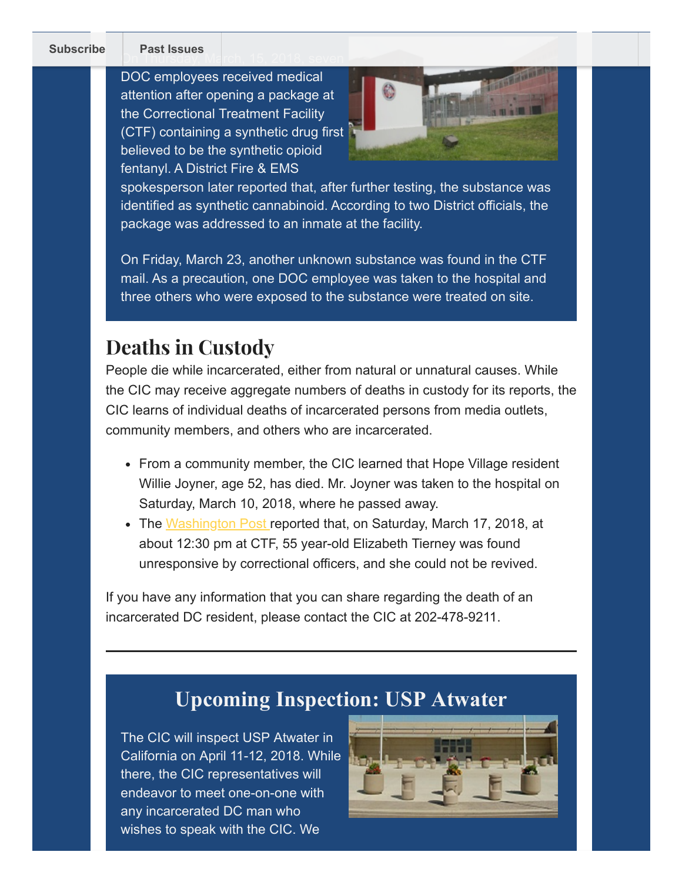On Thursday, March, 15, 2018, seven DOC employees received medical attention after opening a package at the Correctional Treatment Facility (CTF) containing a synthetic drug first believed to be the synthetic opioid fentanyl. A District Fire & EMS spokesperson later reported that, after further testing, the substance was identified as synthetic cannabinoid. According to two District officials, the package was addressed to an inmate at the facility.

On Friday, March 23, another unknown substance was found in the CTF mail. As a precaution, one DOC employee was taken to the hospital and three others who were exposed to the substance were treated on site.

## Deaths in Custody

People die while incarcerated, either from natural or unnatural causes. While the CIC may receive aggregate numbers of deaths in custody for its reports, the CIC learns of individual deaths of incarcerated persons from media outlets, community members, and others who are incarcerated.

- From a community member, the CIC learned that Hope Village resident Willie Joyner, age 52, has died. Mr. Joyner was taken to the hospital on Saturday, March 10, 2018, where he passed away.
- The Washington Post reported that, on Saturday, March 17, 2018, at about 12:30 pm at CTF, 55 year-old Elizabeth Tierney was found unresponsive by correctional officers, and she could not be revived.

If you have any information that you can share regarding the death of an incarcerated DC resident, please contact the CIC at 202-478-9211.

---

## Upcoming Inspection: USP Atwater

The CIC will inspect USP Atwater in California on April 11-12, 2018. While there, the CIC representatives will endeavor to meet one-on-one with any incarcerated DC man who wishes to speak with the CIC. We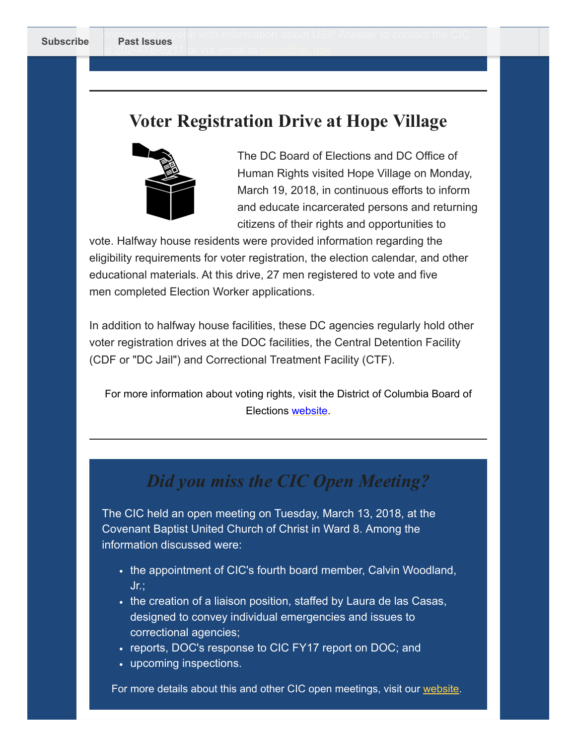encourage anyone with information about USP Atwater to contact the CIC at 202-478-9211 or via email at dccic@dc.gov.

# Voter Registration Drive at Hope Village

The DC Board of Elections and DC Office of Human Rights visited Hope Village on Monday, March 19, 2018, in continuous efforts to inform and educate incarcerated persons and returning citizens of their rights and opportunities to vote. Halfway house residents were provided information regarding the eligibility requirements for voter registration, the election calendar, and other educational materials. At this drive, 27 men registered to vote and five men completed Election Worker applications.

In addition to halfway house facilities, these DC agencies regularly hold other voter registration drives at the DOC facilities, the Central Detention Facility (CDF or "DC Jail") and Correctional Treatment Facility (CTF).

For more information about voting rights, visit the District of Columbia Board of Elections website.

## *Did you miss the CIC Open Meeting?*

The CIC held an open meeting on Tuesday, March 13, 2018, at the Covenant Baptist United Church of Christ in Ward 8. Among the information discussed were:

- the appointment of CIC's fourth board member, Calvin Woodland, Jr.;
- the creation of a liaison position, staffed by Laura de las Casas, designed to convey individual emergencies and issues to correctional agencies;
- reports, DOC's response to CIC FY17 report on DOC; and
- upcoming inspections.

For more details about this and other CIC open meetings, visit our website.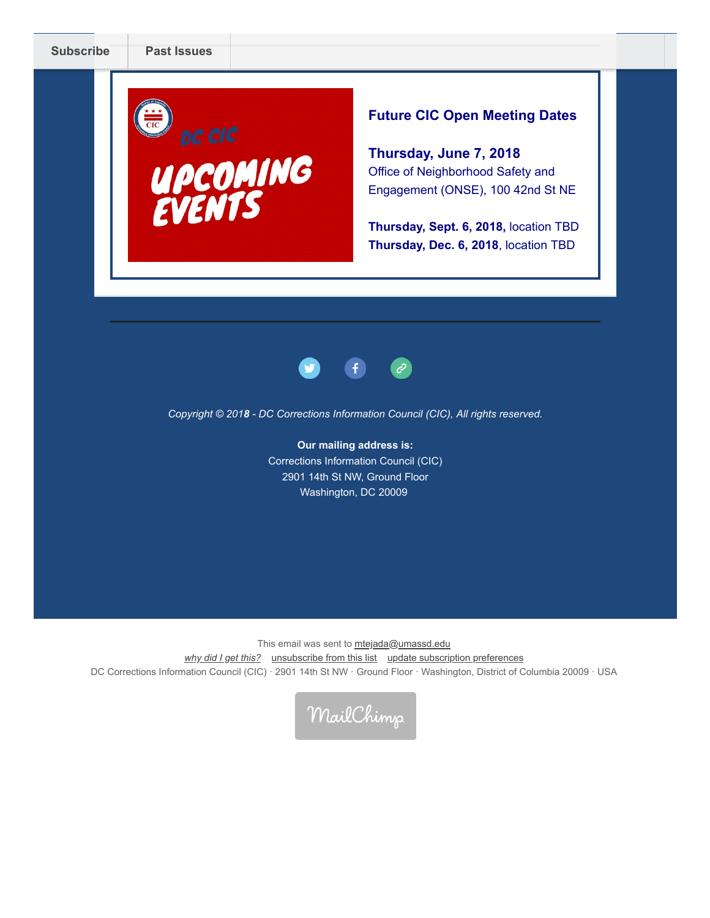Subscribe | Past Issues

## Future CIC Open Meeting Dates

**Thursday, June 7, 2018**
Office of Neighborhood Safety and Engagement (ONSE), 100 42nd St NE

**Thursday, Sept. 6, 2018,** location TBD
**Thursday, Dec. 6, 2018**, location TBD

*Copyright © 2018 - DC Corrections Information Council (CIC), All rights reserved.*

**Our mailing address is:**
Corrections Information Council (CIC)
2901 14th St NW, Ground Floor
Washington, DC 20009

This email was sent to mtejada@umassd.edu
*why did I get this?* unsubscribe from this list update subscription preferences
DC Corrections Information Council (CIC) · 2901 14th St NW · Ground Floor · Washington, District of Columbia 20009 · USA

MailChimp